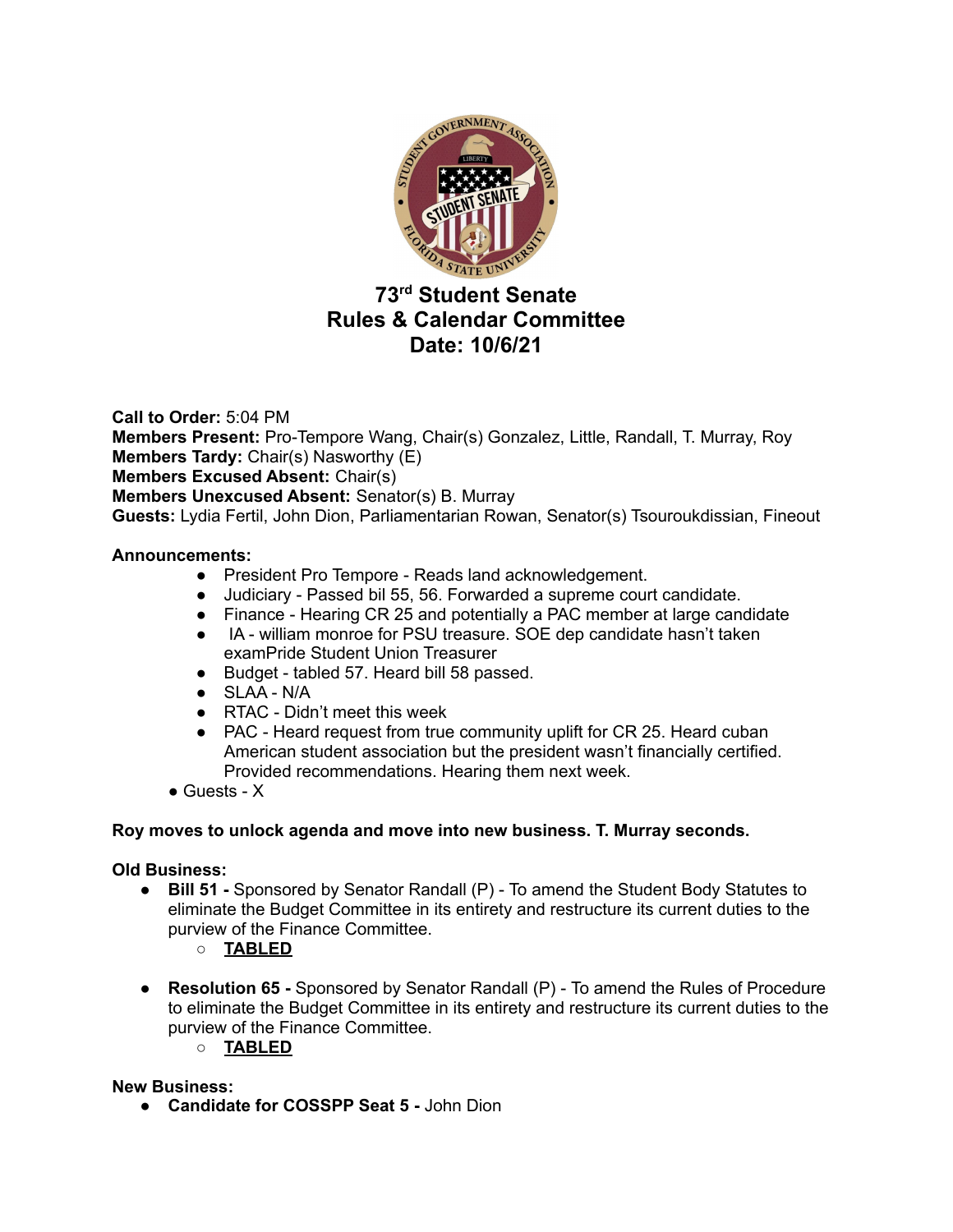# 73rd Student Senate
# Rules & Calendar Committee
# Date: 10/6/21

**Call to Order:** 5:04 PM
**Members Present:** Pro-Tempore Wang, Chair(s) Gonzalez, Little, Randall, T. Murray, Roy
**Members Tardy:** Chair(s) Nasworthy (E)
**Members Excused Absent:** Chair(s)
**Members Unexcused Absent:** Senator(s) B. Murray
**Guests:** Lydia Fertil, John Dion, Parliamentarian Rowan, Senator(s) Tsouroukdissian, Fineout

**Announcements:**

- President Pro Tempore - Reads land acknowledgement.
- Judiciary - Passed bil 55, 56. Forwarded a supreme court candidate.
- Finance - Hearing CR 25 and potentially a PAC member at large candidate
- IA - william monroe for PSU treasure. SOE dep candidate hasn't taken examPride Student Union Treasurer
- Budget - tabled 57. Heard bill 58 passed.
- SLAA - N/A
- RTAC - Didn't meet this week
- PAC - Heard request from true community uplift for CR 25. Heard cuban American student association but the president wasn't financially certified. Provided recommendations. Hearing them next week.
- Guests - X

**Roy moves to unlock agenda and move into new business. T. Murray seconds.**

**Old Business:**

- **Bill 51 -** Sponsored by Senator Randall (P) - To amend the Student Body Statutes to eliminate the Budget Committee in its entirety and restructure its current duties to the purview of the Finance Committee.
  - **TABLED**
- **Resolution 65 -** Sponsored by Senator Randall (P) - To amend the Rules of Procedure to eliminate the Budget Committee in its entirety and restructure its current duties to the purview of the Finance Committee.
  - **TABLED**

**New Business:**

- **Candidate for COSSPP Seat 5 -** John Dion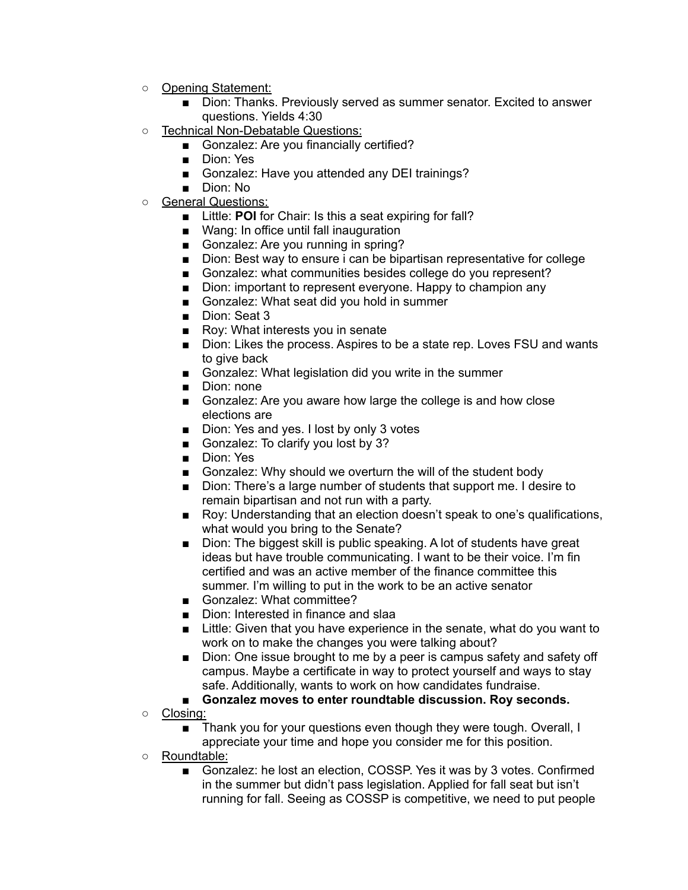- Opening Statement:
    - Dion: Thanks. Previously served as summer senator. Excited to answer questions. Yields 4:30
- Technical Non-Debatable Questions:
    - Gonzalez: Are you financially certified?
    - Dion: Yes
    - Gonzalez: Have you attended any DEI trainings?
    - Dion: No
- General Questions:
    - Little: **POI** for Chair: Is this a seat expiring for fall?
    - Wang: In office until fall inauguration
    - Gonzalez: Are you running in spring?
    - Dion: Best way to ensure i can be bipartisan representative for college
    - Gonzalez: what communities besides college do you represent?
    - Dion: important to represent everyone. Happy to champion any
    - Gonzalez: What seat did you hold in summer
    - Dion: Seat 3
    - Roy: What interests you in senate
    - Dion: Likes the process. Aspires to be a state rep. Loves FSU and wants to give back
    - Gonzalez: What legislation did you write in the summer
    - Dion: none
    - Gonzalez: Are you aware how large the college is and how close elections are
    - Dion: Yes and yes. I lost by only 3 votes
    - Gonzalez: To clarify you lost by 3?
    - Dion: Yes
    - Gonzalez: Why should we overturn the will of the student body
    - Dion: There's a large number of students that support me. I desire to remain bipartisan and not run with a party.
    - Roy: Understanding that an election doesn't speak to one's qualifications, what would you bring to the Senate?
    - Dion: The biggest skill is public speaking. A lot of students have great ideas but have trouble communicating. I want to be their voice. I'm fin certified and was an active member of the finance committee this summer. I'm willing to put in the work to be an active senator
    - Gonzalez: What committee?
    - Dion: Interested in finance and slaa
    - Little: Given that you have experience in the senate, what do you want to work on to make the changes you were talking about?
    - Dion: One issue brought to me by a peer is campus safety and safety off campus. Maybe a certificate in way to protect yourself and ways to stay safe. Additionally, wants to work on how candidates fundraise.
    - **Gonzalez moves to enter roundtable discussion. Roy seconds.**
- Closing:
    - Thank you for your questions even though they were tough. Overall, I appreciate your time and hope you consider me for this position.
- Roundtable:
    - Gonzalez: he lost an election, COSSP. Yes it was by 3 votes. Confirmed in the summer but didn't pass legislation. Applied for fall seat but isn't running for fall. Seeing as COSSP is competitive, we need to put people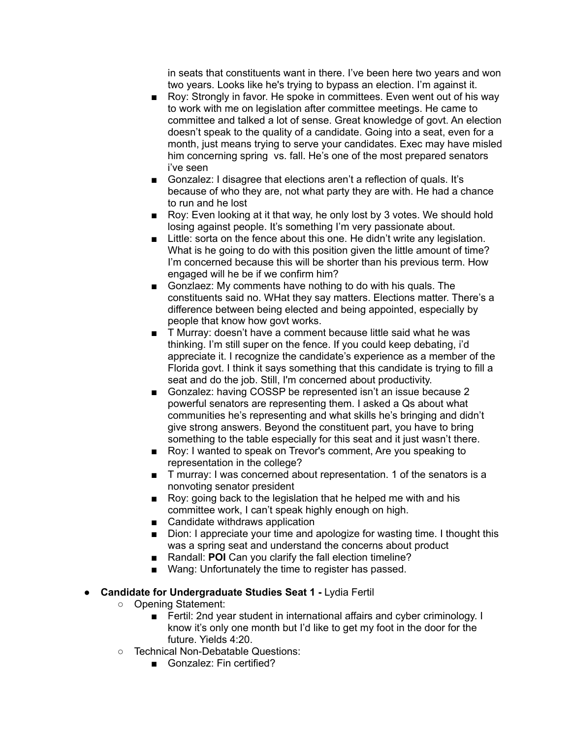in seats that constituents want in there. I've been here two years and won two years. Looks like he's trying to bypass an election. I'm against it.

- Roy: Strongly in favor. He spoke in committees. Even went out of his way to work with me on legislation after committee meetings. He came to committee and talked a lot of sense. Great knowledge of govt. An election doesn't speak to the quality of a candidate. Going into a seat, even for a month, just means trying to serve your candidates. Exec may have misled him concerning spring vs. fall. He's one of the most prepared senators i've seen
- Gonzalez: I disagree that elections aren't a reflection of quals. It's because of who they are, not what party they are with. He had a chance to run and he lost
- Roy: Even looking at it that way, he only lost by 3 votes. We should hold losing against people. It's something I'm very passionate about.
- Little: sorta on the fence about this one. He didn't write any legislation. What is he going to do with this position given the little amount of time? I'm concerned because this will be shorter than his previous term. How engaged will he be if we confirm him?
- Gonzlaez: My comments have nothing to do with his quals. The constituents said no. WHat they say matters. Elections matter. There's a difference between being elected and being appointed, especially by people that know how govt works.
- T Murray: doesn't have a comment because little said what he was thinking. I'm still super on the fence. If you could keep debating, i'd appreciate it. I recognize the candidate's experience as a member of the Florida govt. I think it says something that this candidate is trying to fill a seat and do the job. Still, I'm concerned about productivity.
- Gonzalez: having COSSP be represented isn't an issue because 2 powerful senators are representing them. I asked a Qs about what communities he's representing and what skills he's bringing and didn't give strong answers. Beyond the constituent part, you have to bring something to the table especially for this seat and it just wasn't there.
- Roy: I wanted to speak on Trevor's comment, Are you speaking to representation in the college?
- T murray: I was concerned about representation. 1 of the senators is a nonvoting senator president
- Roy: going back to the legislation that he helped me with and his committee work, I can't speak highly enough on high.
- Candidate withdraws application
- Dion: I appreciate your time and apologize for wasting time. I thought this was a spring seat and understand the concerns about product
- Randall: **POI** Can you clarify the fall election timeline?
- Wang: Unfortunately the time to register has passed.

- **Candidate for Undergraduate Studies Seat 1 -** Lydia Fertil
  - Opening Statement:
    - Fertil: 2nd year student in international affairs and cyber criminology. I know it's only one month but I'd like to get my foot in the door for the future. Yields 4:20.
  - Technical Non-Debatable Questions:
    - Gonzalez: Fin certified?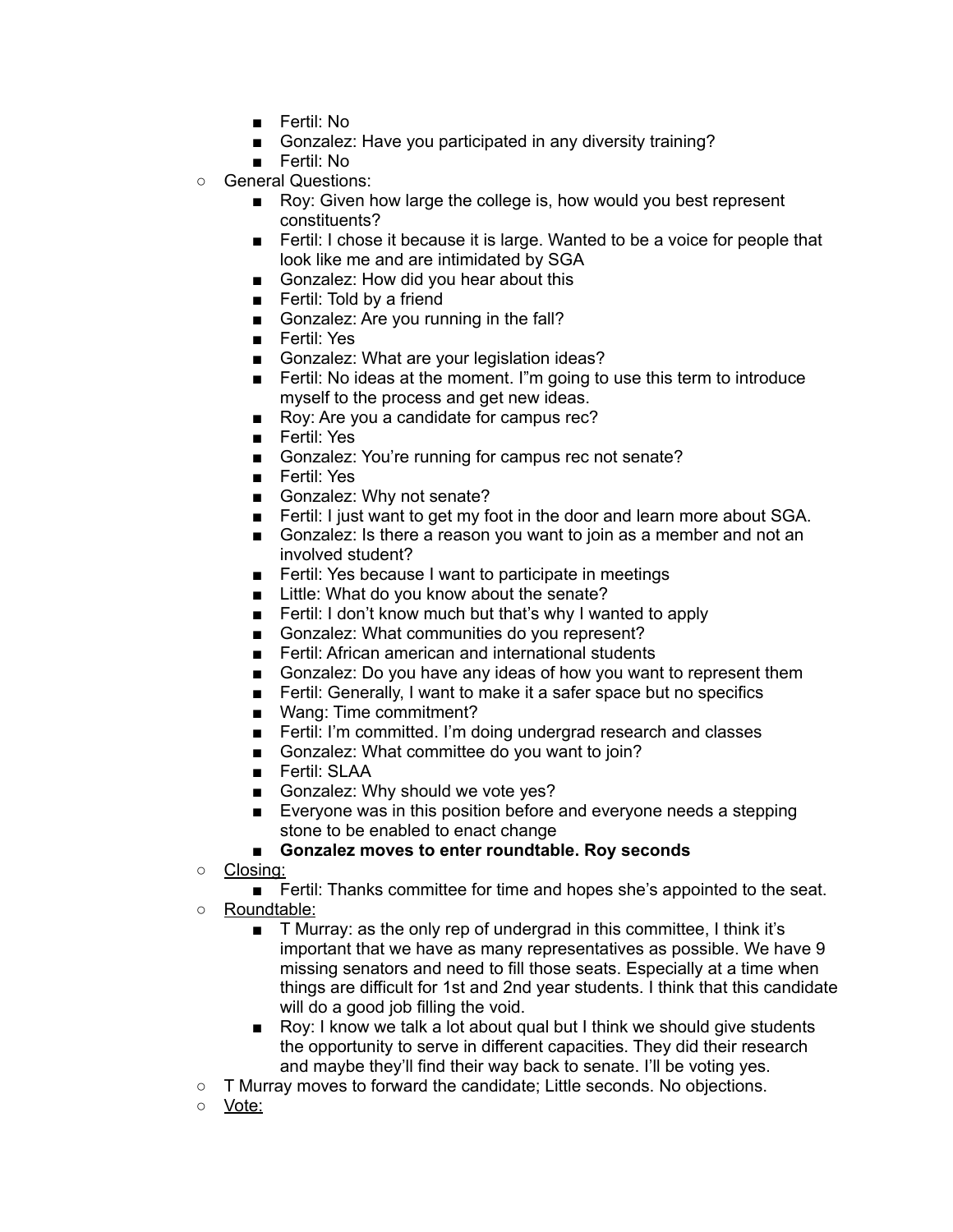- Fertil: No
        - Gonzalez: Have you participated in any diversity training?
        - Fertil: No
    - General Questions:
        - Roy: Given how large the college is, how would you best represent constituents?
        - Fertil: I chose it because it is large. Wanted to be a voice for people that look like me and are intimidated by SGA
        - Gonzalez: How did you hear about this
        - Fertil: Told by a friend
        - Gonzalez: Are you running in the fall?
        - Fertil: Yes
        - Gonzalez: What are your legislation ideas?
        - Fertil: No ideas at the moment. I"m going to use this term to introduce myself to the process and get new ideas.
        - Roy: Are you a candidate for campus rec?
        - Fertil: Yes
        - Gonzalez: You're running for campus rec not senate?
        - Fertil: Yes
        - Gonzalez: Why not senate?
        - Fertil: I just want to get my foot in the door and learn more about SGA.
        - Gonzalez: Is there a reason you want to join as a member and not an involved student?
        - Fertil: Yes because I want to participate in meetings
        - Little: What do you know about the senate?
        - Fertil: I don't know much but that's why I wanted to apply
        - Gonzalez: What communities do you represent?
        - Fertil: African american and international students
        - Gonzalez: Do you have any ideas of how you want to represent them
        - Fertil: Generally, I want to make it a safer space but no specifics
        - Wang: Time commitment?
        - Fertil: I'm committed. I'm doing undergrad research and classes
        - Gonzalez: What committee do you want to join?
        - Fertil: SLAA
        - Gonzalez: Why should we vote yes?
        - Everyone was in this position before and everyone needs a stepping stone to be enabled to enact change
        - **Gonzalez moves to enter roundtable. Roy seconds**
    - <u>Closing:</u>
        - Fertil: Thanks committee for time and hopes she's appointed to the seat.
    - <u>Roundtable:</u>
        - T Murray: as the only rep of undergrad in this committee, I think it's important that we have as many representatives as possible. We have 9 missing senators and need to fill those seats. Especially at a time when things are difficult for 1st and 2nd year students. I think that this candidate will do a good job filling the void.
        - Roy: I know we talk a lot about qual but I think we should give students the opportunity to serve in different capacities. They did their research and maybe they'll find their way back to senate. I'll be voting yes.
    - T Murray moves to forward the candidate; Little seconds. No objections.
    - <u>Vote:</u>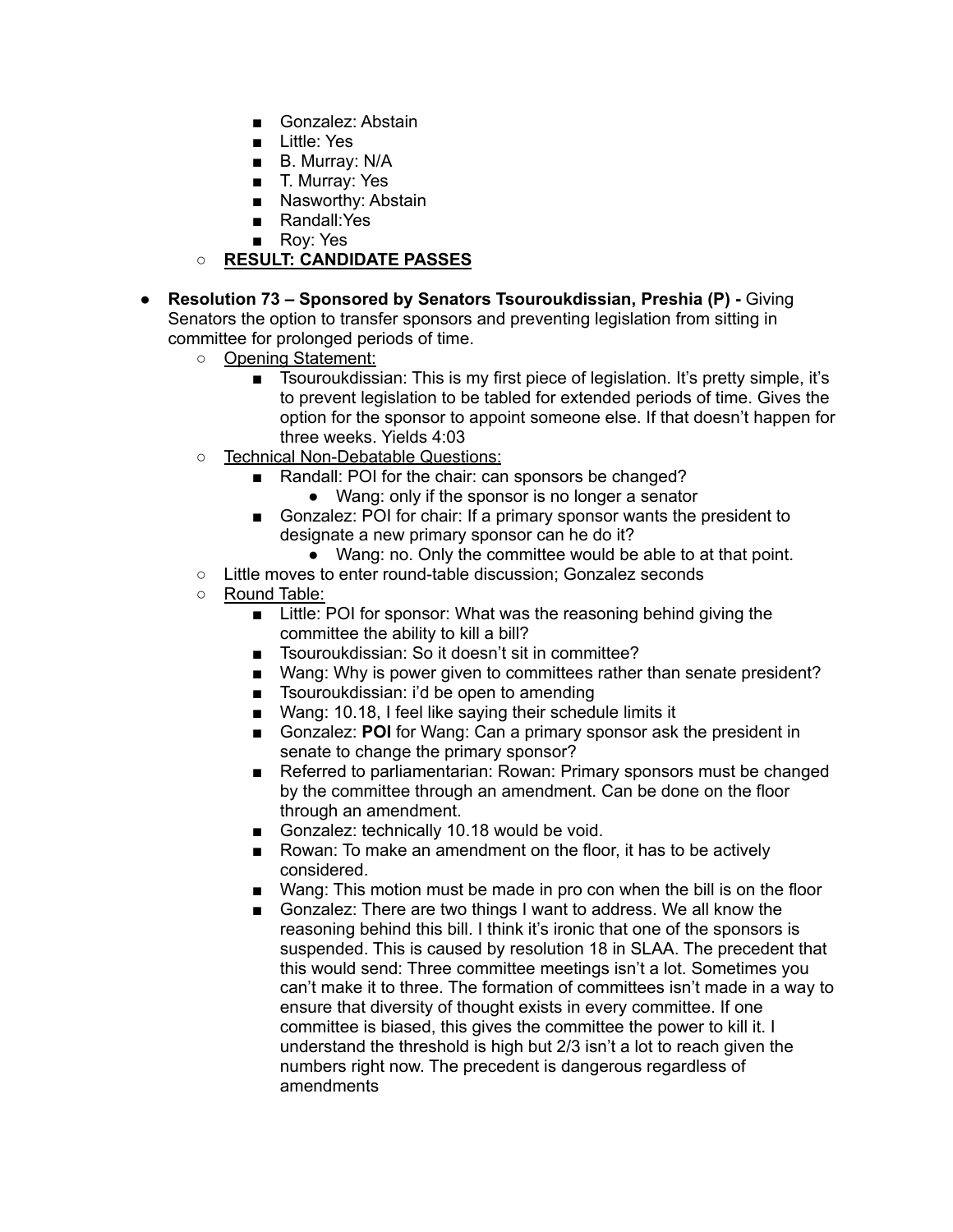- Gonzalez: Abstain
        - Little: Yes
        - B. Murray: N/A
        - T. Murray: Yes
        - Nasworthy: Abstain
        - Randall:Yes
        - Roy: Yes
    - **RESULT: CANDIDATE PASSES**

- **Resolution 73 – Sponsored by Senators Tsouroukdissian, Preshia (P) -** Giving Senators the option to transfer sponsors and preventing legislation from sitting in committee for prolonged periods of time.
    - Opening Statement:
        - Tsouroukdissian: This is my first piece of legislation. It's pretty simple, it's to prevent legislation to be tabled for extended periods of time. Gives the option for the sponsor to appoint someone else. If that doesn't happen for three weeks. Yields 4:03
    - Technical Non-Debatable Questions:
        - Randall: POI for the chair: can sponsors be changed?
            - Wang: only if the sponsor is no longer a senator
        - Gonzalez: POI for chair: If a primary sponsor wants the president to designate a new primary sponsor can he do it?
            - Wang: no. Only the committee would be able to at that point.
    - Little moves to enter round-table discussion; Gonzalez seconds
    - Round Table:
        - Little: POI for sponsor: What was the reasoning behind giving the committee the ability to kill a bill?
        - Tsouroukdissian: So it doesn't sit in committee?
        - Wang: Why is power given to committees rather than senate president?
        - Tsouroukdissian: i'd be open to amending
        - Wang: 10.18, I feel like saying their schedule limits it
        - Gonzalez: **POI** for Wang: Can a primary sponsor ask the president in senate to change the primary sponsor?
        - Referred to parliamentarian: Rowan: Primary sponsors must be changed by the committee through an amendment. Can be done on the floor through an amendment.
        - Gonzalez: technically 10.18 would be void.
        - Rowan: To make an amendment on the floor, it has to be actively considered.
        - Wang: This motion must be made in pro con when the bill is on the floor
        - Gonzalez: There are two things I want to address. We all know the reasoning behind this bill. I think it's ironic that one of the sponsors is suspended. This is caused by resolution 18 in SLAA. The precedent that this would send: Three committee meetings isn't a lot. Sometimes you can't make it to three. The formation of committees isn't made in a way to ensure that diversity of thought exists in every committee. If one committee is biased, this gives the committee the power to kill it. I understand the threshold is high but 2/3 isn't a lot to reach given the numbers right now. The precedent is dangerous regardless of amendments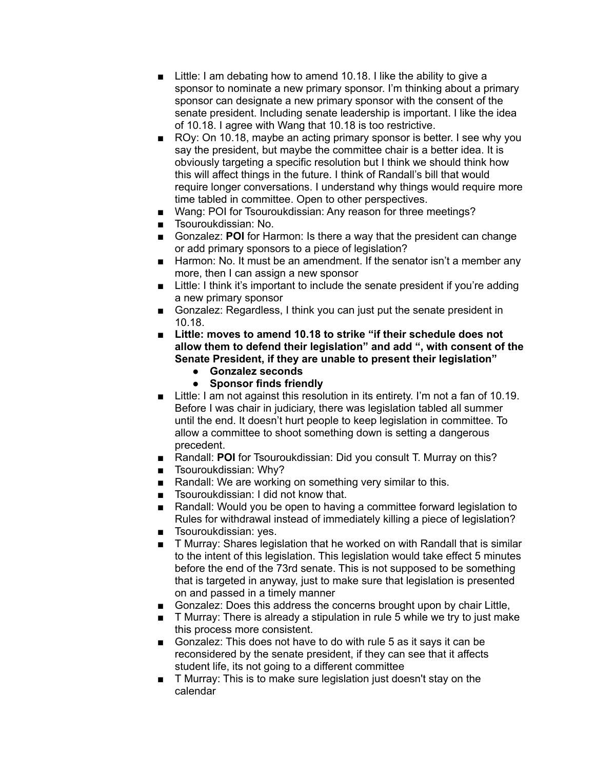- Little: I am debating how to amend 10.18. I like the ability to give a sponsor to nominate a new primary sponsor. I'm thinking about a primary sponsor can designate a new primary sponsor with the consent of the senate president. Including senate leadership is important. I like the idea of 10.18. I agree with Wang that 10.18 is too restrictive.
- ROy: On 10.18, maybe an acting primary sponsor is better. I see why you say the president, but maybe the committee chair is a better idea. It is obviously targeting a specific resolution but I think we should think how this will affect things in the future. I think of Randall's bill that would require longer conversations. I understand why things would require more time tabled in committee. Open to other perspectives.
- Wang: POI for Tsouroukdissian: Any reason for three meetings?
- Tsouroukdissian: No.
- Gonzalez: **POI** for Harmon: Is there a way that the president can change or add primary sponsors to a piece of legislation?
- Harmon: No. It must be an amendment. If the senator isn't a member any more, then I can assign a new sponsor
- Little: I think it's important to include the senate president if you're adding a new primary sponsor
- Gonzalez: Regardless, I think you can just put the senate president in 10.18.
- **Little: moves to amend 10.18 to strike "if their schedule does not allow them to defend their legislation" and add ", with consent of the Senate President, if they are unable to present their legislation"**
  - **Gonzalez seconds**
  - **Sponsor finds friendly**
- Little: I am not against this resolution in its entirety. I'm not a fan of 10.19. Before I was chair in judiciary, there was legislation tabled all summer until the end. It doesn't hurt people to keep legislation in committee. To allow a committee to shoot something down is setting a dangerous precedent.
- Randall: **POI** for Tsouroukdissian: Did you consult T. Murray on this?
- Tsouroukdissian: Why?
- Randall: We are working on something very similar to this.
- Tsouroukdissian: I did not know that.
- Randall: Would you be open to having a committee forward legislation to Rules for withdrawal instead of immediately killing a piece of legislation?
- Tsouroukdissian: yes.
- T Murray: Shares legislation that he worked on with Randall that is similar to the intent of this legislation. This legislation would take effect 5 minutes before the end of the 73rd senate. This is not supposed to be something that is targeted in anyway, just to make sure that legislation is presented on and passed in a timely manner
- Gonzalez: Does this address the concerns brought upon by chair Little,
- T Murray: There is already a stipulation in rule 5 while we try to just make this process more consistent.
- Gonzalez: This does not have to do with rule 5 as it says it can be reconsidered by the senate president, if they can see that it affects student life, its not going to a different committee
- T Murray: This is to make sure legislation just doesn't stay on the calendar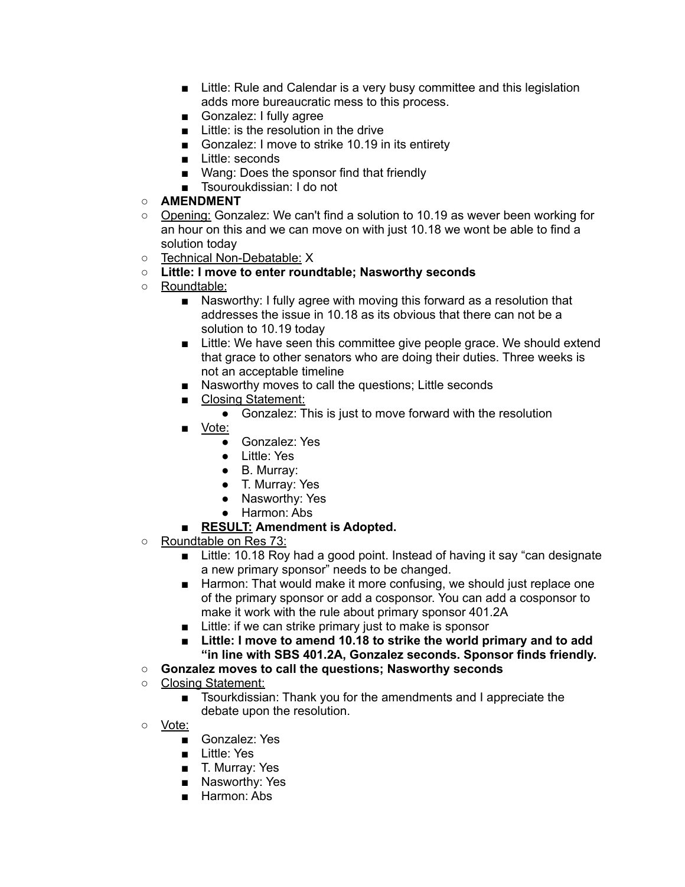- Little: Rule and Calendar is a very busy committee and this legislation adds more bureaucratic mess to this process.
        - Gonzalez: I fully agree
        - Little: is the resolution in the drive
        - Gonzalez: I move to strike 10.19 in its entirety
        - Little: seconds
        - Wang: Does the sponsor find that friendly
        - Tsouroukdissian: I do not
    - **AMENDMENT**
    - <u>Opening:</u> Gonzalez: We can't find a solution to 10.19 as wever been working for an hour on this and we can move on with just 10.18 we wont be able to find a solution today
    - <u>Technical Non-Debatable:</u> X
    - **Little: I move to enter roundtable; Nasworthy seconds**
    - <u>Roundtable:</u>
        - Nasworthy: I fully agree with moving this forward as a resolution that addresses the issue in 10.18 as its obvious that there can not be a solution to 10.19 today
        - Little: We have seen this committee give people grace. We should extend that grace to other senators who are doing their duties. Three weeks is not an acceptable timeline
        - Nasworthy moves to call the questions; Little seconds
        - <u>Closing Statement:</u>
            - Gonzalez: This is just to move forward with the resolution
        - <u>Vote:</u>
            - Gonzalez: Yes
            - Little: Yes
            - B. Murray:
            - T. Murray: Yes
            - Nasworthy: Yes
            - Harmon: Abs
        - **<u>RESULT:</u> Amendment is Adopted.**
    - <u>Roundtable on Res 73:</u>
        - Little: 10.18 Roy had a good point. Instead of having it say "can designate a new primary sponsor" needs to be changed.
        - Harmon: That would make it more confusing, we should just replace one of the primary sponsor or add a cosponsor. You can add a cosponsor to make it work with the rule about primary sponsor 401.2A
        - Little: if we can strike primary just to make is sponsor
        - **Little: I move to amend 10.18 to strike the world primary and to add "in line with SBS 401.2A, Gonzalez seconds. Sponsor finds friendly.**
    - **Gonzalez moves to call the questions; Nasworthy seconds**
    - <u>Closing Statement:</u>
        - Tsourkdissian: Thank you for the amendments and I appreciate the debate upon the resolution.
    - <u>Vote:</u>
        - Gonzalez: Yes
        - Little: Yes
        - T. Murray: Yes
        - Nasworthy: Yes
        - Harmon: Abs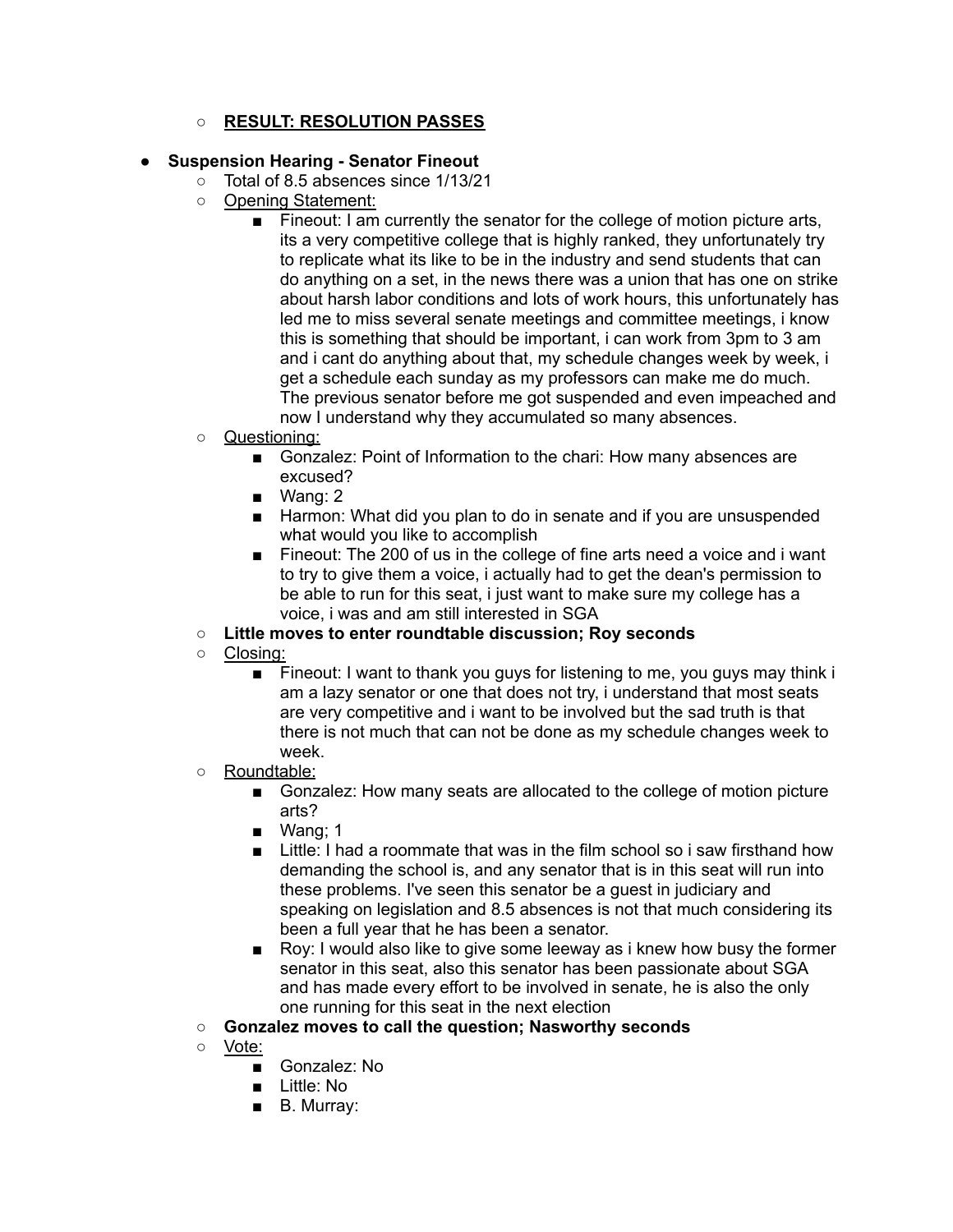- **RESULT: RESOLUTION PASSES**

- **Suspension Hearing - Senator Fineout**
  - Total of 8.5 absences since 1/13/21
  - Opening Statement:
    - Fineout: I am currently the senator for the college of motion picture arts, its a very competitive college that is highly ranked, they unfortunately try to replicate what its like to be in the industry and send students that can do anything on a set, in the news there was a union that has one on strike about harsh labor conditions and lots of work hours, this unfortunately has led me to miss several senate meetings and committee meetings, i know this is something that should be important, i can work from 3pm to 3 am and i cant do anything about that, my schedule changes week by week, i get a schedule each sunday as my professors can make me do much. The previous senator before me got suspended and even impeached and now I understand why they accumulated so many absences.
  - Questioning:
    - Gonzalez: Point of Information to the chari: How many absences are excused?
    - Wang: 2
    - Harmon: What did you plan to do in senate and if you are unsuspended what would you like to accomplish
    - Fineout: The 200 of us in the college of fine arts need a voice and i want to try to give them a voice, i actually had to get the dean's permission to be able to run for this seat, i just want to make sure my college has a voice, i was and am still interested in SGA
  - **Little moves to enter roundtable discussion; Roy seconds**
  - Closing:
    - Fineout: I want to thank you guys for listening to me, you guys may think i am a lazy senator or one that does not try, i understand that most seats are very competitive and i want to be involved but the sad truth is that there is not much that can not be done as my schedule changes week to week.
  - Roundtable:
    - Gonzalez: How many seats are allocated to the college of motion picture arts?
    - Wang; 1
    - Little: I had a roommate that was in the film school so i saw firsthand how demanding the school is, and any senator that is in this seat will run into these problems. I've seen this senator be a guest in judiciary and speaking on legislation and 8.5 absences is not that much considering its been a full year that he has been a senator.
    - Roy: I would also like to give some leeway as i knew how busy the former senator in this seat, also this senator has been passionate about SGA and has made every effort to be involved in senate, he is also the only one running for this seat in the next election
  - **Gonzalez moves to call the question; Nasworthy seconds**
  - Vote:
    - Gonzalez: No
    - Little: No
    - B. Murray: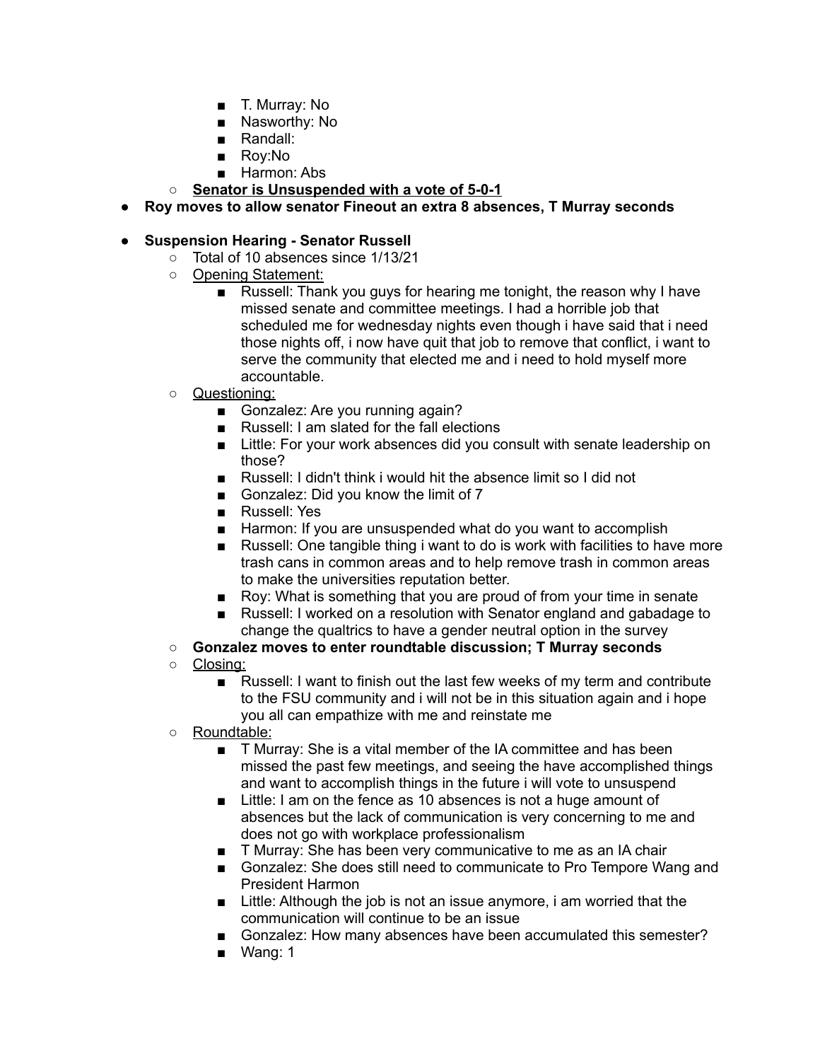- T. Murray: No
        - Nasworthy: No
        - Randall:
        - Roy:No
        - Harmon: Abs
    - **<u>Senator is Unsuspended with a vote of 5-0-1</u>**
- **Roy moves to allow senator Fineout an extra 8 absences, T Murray seconds**

- **Suspension Hearing - Senator Russell**
    - Total of 10 absences since 1/13/21
    - <u>Opening Statement:</u>
        - Russell: Thank you guys for hearing me tonight, the reason why I have missed senate and committee meetings. I had a horrible job that scheduled me for wednesday nights even though i have said that i need those nights off, i now have quit that job to remove that conflict, i want to serve the community that elected me and i need to hold myself more accountable.
    - <u>Questioning:</u>
        - Gonzalez: Are you running again?
        - Russell: I am slated for the fall elections
        - Little: For your work absences did you consult with senate leadership on those?
        - Russell: I didn't think i would hit the absence limit so I did not
        - Gonzalez: Did you know the limit of 7
        - Russell: Yes
        - Harmon: If you are unsuspended what do you want to accomplish
        - Russell: One tangible thing i want to do is work with facilities to have more trash cans in common areas and to help remove trash in common areas to make the universities reputation better.
        - Roy: What is something that you are proud of from your time in senate
        - Russell: I worked on a resolution with Senator england and gabadage to change the qualtrics to have a gender neutral option in the survey
    - **Gonzalez moves to enter roundtable discussion; T Murray seconds**
    - <u>Closing:</u>
        - Russell: I want to finish out the last few weeks of my term and contribute to the FSU community and i will not be in this situation again and i hope you all can empathize with me and reinstate me
    - <u>Roundtable:</u>
        - T Murray: She is a vital member of the IA committee and has been missed the past few meetings, and seeing the have accomplished things and want to accomplish things in the future i will vote to unsuspend
        - Little: I am on the fence as 10 absences is not a huge amount of absences but the lack of communication is very concerning to me and does not go with workplace professionalism
        - T Murray: She has been very communicative to me as an IA chair
        - Gonzalez: She does still need to communicate to Pro Tempore Wang and President Harmon
        - Little: Although the job is not an issue anymore, i am worried that the communication will continue to be an issue
        - Gonzalez: How many absences have been accumulated this semester?
        - Wang: 1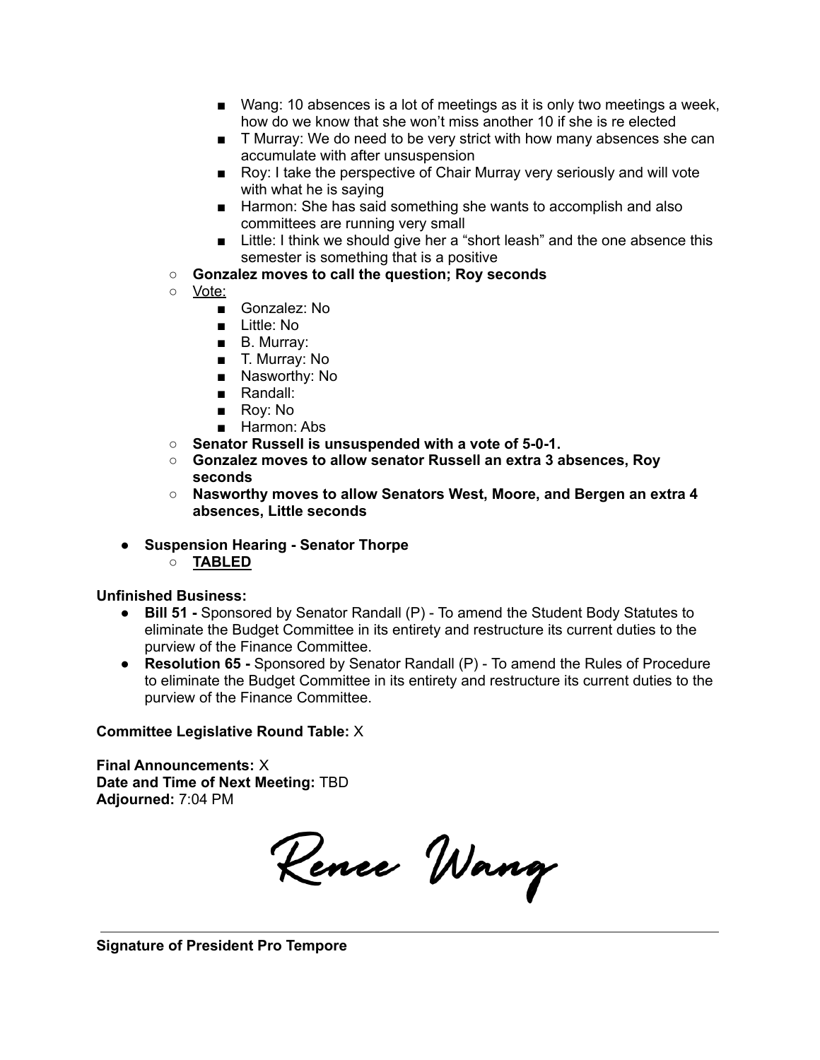- Wang: 10 absences is a lot of meetings as it is only two meetings a week, how do we know that she won't miss another 10 if she is re elected
        - T Murray: We do need to be very strict with how many absences she can accumulate with after unsuspension
        - Roy: I take the perspective of Chair Murray very seriously and will vote with what he is saying
        - Harmon: She has said something she wants to accomplish and also committees are running very small
        - Little: I think we should give her a "short leash" and the one absence this semester is something that is a positive
    - **Gonzalez moves to call the question; Roy seconds**
    - <u>Vote:</u>
        - Gonzalez: No
        - Little: No
        - B. Murray:
        - T. Murray: No
        - Nasworthy: No
        - Randall:
        - Roy: No
        - Harmon: Abs
    - **Senator Russell is unsuspended with a vote of 5-0-1.**
    - **Gonzalez moves to allow senator Russell an extra 3 absences, Roy seconds**
    - **Nasworthy moves to allow Senators West, Moore, and Bergen an extra 4 absences, Little seconds**

- **Suspension Hearing - Senator Thorpe**
    - **<u>TABLED</u>**

**Unfinished Business:**

- **Bill 51 -** Sponsored by Senator Randall (P) - To amend the Student Body Statutes to eliminate the Budget Committee in its entirety and restructure its current duties to the purview of the Finance Committee.
- **Resolution 65 -** Sponsored by Senator Randall (P) - To amend the Rules of Procedure to eliminate the Budget Committee in its entirety and restructure its current duties to the purview of the Finance Committee.

**Committee Legislative Round Table:** X

**Final Announcements:** X
**Date and Time of Next Meeting:** TBD
**Adjourned:** 7:04 PM

Renee Wang

---

**Signature of President Pro Tempore**